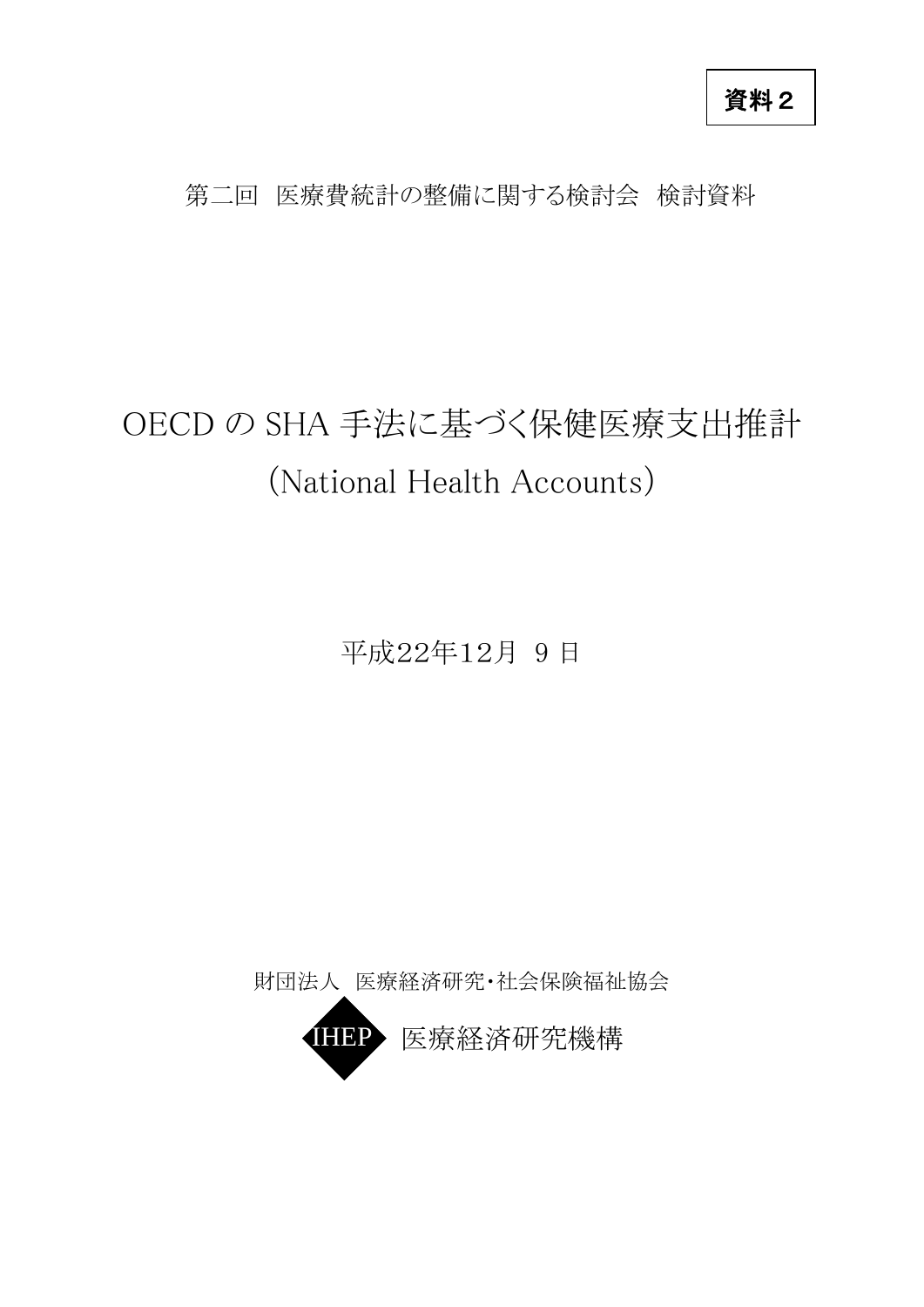**資料２**

第二回　医療費統計の整備に関する検討会　検討資料

# OECD の SHA 手法に基づく保健医療支出推計
# (National Health Accounts)

平成22年12月 9 日

財団法人　医療経済研究・社会保険福祉協会

IHEP 医療経済研究機構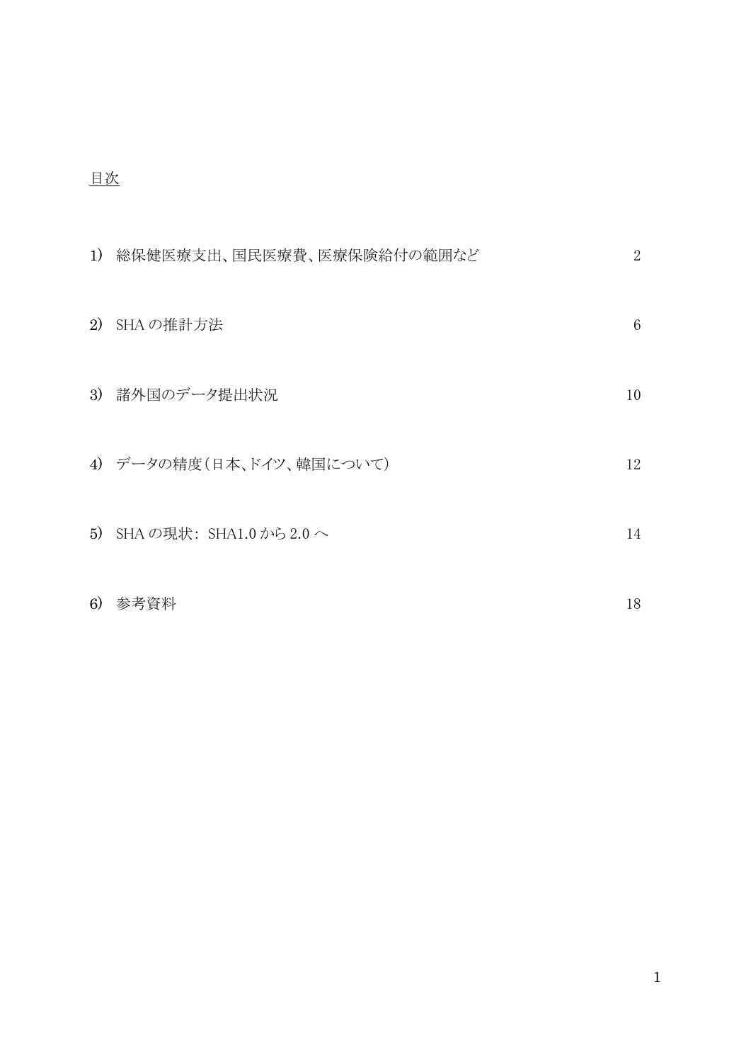目次

1) 総保健医療支出、国民医療費、医療保険給付の範囲など　2

2) SHA の推計方法　6

3) 諸外国のデータ提出状況　10

4) データの精度（日本、ドイツ、韓国について）　12

5) SHA の現状：SHA1.0 から 2.0 へ　14

6) 参考資料　18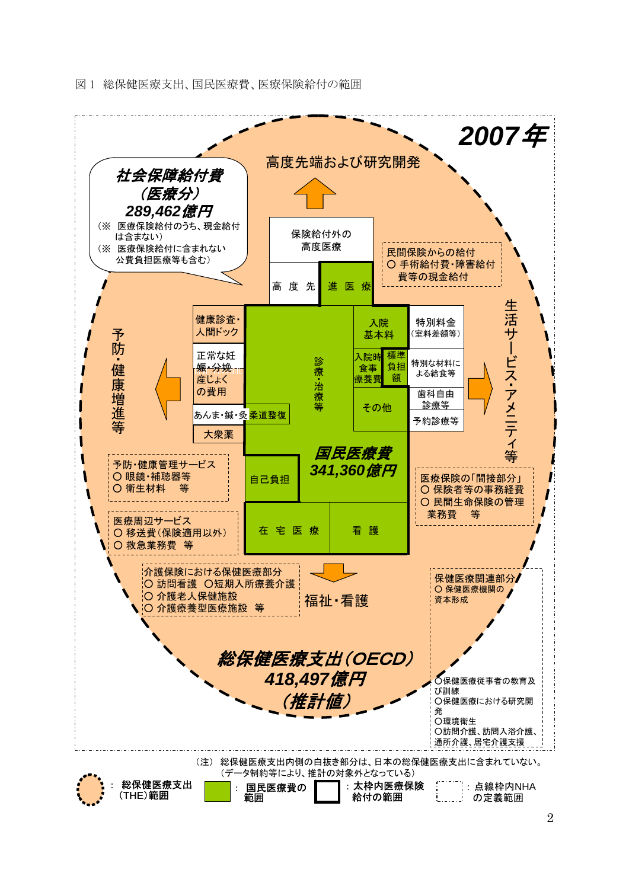図１ 総保健医療支出、国民医療費、医療保険給付の範囲

**2007年**

***社会保障給付費（医療分）289,462億円***

（※ 医療保険給付のうち、現金給付は含まない）
（※ 医療保険給付に含まれない公費負担医療等も含む）

高度先端および研究開発

保険給付外の高度医療

高度先進医療

民間保険からの給付
○ 手術給付費・障害給付費等の現金給付

予防・健康増進等

健康診査・人間ドック

正常な妊娠・分娩・産じょくの費用

あんま・鍼・灸・柔道整復

大衆薬

診療・治療等

入院基本料

入院時食事療養費

標準負担額

その他

特別料金（室料差額等）

特別な材料による給食等

歯科自由診療等

予約診療等

生活サービス・アメニティ等

予防・健康管理サービス
○ 眼鏡・補聴器等
○ 衛生材料　等

自己負担

***国民医療費 341,360億円***

医療保険の「間接部分」
○ 保険者等の事務経費
○ 民間生命保険の管理業務費　等

医療周辺サービス
○ 移送費（保険適用以外）
○ 救急業務費　等

在宅医療

看護

介護保険における保健医療部分
○ 訪問看護　○短期入所療養介護
○ 介護老人保健施設
○ 介護療養型医療施設　等

福祉・看護

保健医療関連部分
○ 保健医療機関の資本形成
○保健医療従事者の教育及び訓練
○保健医療における研究開発
○環境衛生
○訪問介護、訪問入浴介護、通所介護、居宅介護支援

***総保健医療支出（OECD）418,497億円（推計値）***

（注）総保健医療支出内側の白抜き部分は、日本の総保健医療支出に含まれていない。（データ制約等により、推計の対象外となっている）

凡例：総保健医療支出（THE）範囲 ／ 国民医療費の範囲 ／ 太枠内医療保険給付の範囲 ／ 点線枠内NHAの定義範囲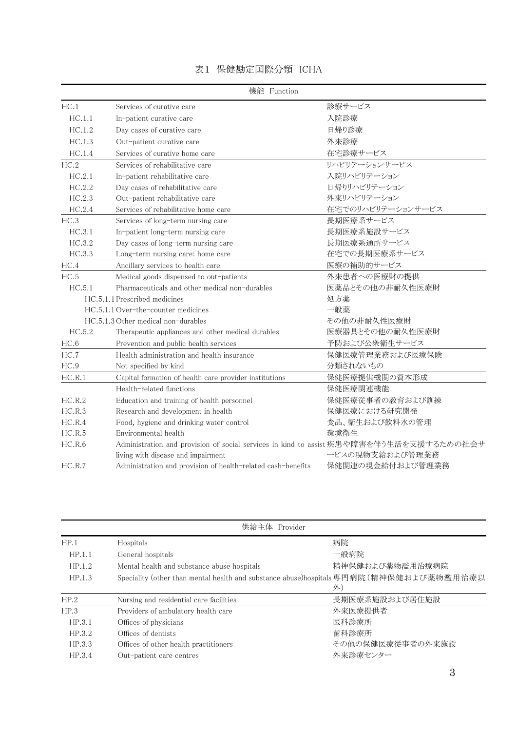表1 保健勘定国際分類 ICHA

| 機能 Function | | |
|---|---|---|
| HC.1 | Services of curative care | 診療サービス |
| HC.1.1 | In-patient curative care | 入院診療 |
| HC.1.2 | Day cases of curative care | 日帰り診療 |
| HC.1.3 | Out-patient curative care | 外来診療 |
| HC.1.4 | Services of curative home care | 在宅診療サービス |
| HC.2 | Services of rehabilitative care | リハビリテーションサービス |
| HC.2.1 | In-patient rehabilitative care | 入院リハビリテーション |
| HC.2.2 | Day cases of rehabilitative care | 日帰りリハビリテーション |
| HC.2.3 | Out-patient rehabilitative care | 外来リハビリテーション |
| HC.2.4 | Services of rehabilitative home care | 在宅でのリハビリテーションサービス |
| HC.3 | Services of long-term nursing care | 長期医療系サービス |
| HC.3.1 | In-patient long-term nursing care | 長期医療系施設サービス |
| HC.3.2 | Day cases of long-term nursing care | 長期医療系通所サービス |
| HC.3.3 | Long-term nursing care: home care | 在宅での長期医療系サービス |
| HC.4 | Ancillary services to health care | 医療の補助的サービス |
| HC.5 | Medical goods dispensed to out-patients | 外来患者への医療財の提供 |
| HC.5.1 | Pharmaceuticals and other medical non-durables | 医薬品とその他の非耐久性医療財 |
| | HC.5.1.1 Prescribed medicines | 処方薬 |
| | HC.5.1.1 Over-the-counter medicines | 一般薬 |
| | HC.5.1.3 Other medical non-durables | その他の非耐久性医療財 |
| HC.5.2 | Therapeutic appliances and other medical durables | 医療器具とその他の耐久性医療財 |
| HC.6 | Prevention and public health services | 予防および公衆衛生サービス |
| HC.7 | Health administration and health insurance | 保健医療管理業務および医療保険 |
| HC.9 | Not specified by kind | 分類されないもの |
| HC.R.1 | Capital formation of health care provider institutions | 保健医療提供機関の資本形成 |
| | Health-related functions | 保健医療関連機能 |
| HC.R.2 | Education and training of health personnel | 保健医療従事者の教育および訓練 |
| HC.R.3 | Research and development in health | 保健医療における研究開発 |
| HC.R.4 | Food, hygiene and drinking water control | 食品、衛生および飲料水の管理 |
| HC.R.5 | Environmental health | 環境衛生 |
| HC.R.6 | Administration and provision of social services in kind to assist living with disease and impairment | 疾患や障害を伴う生活を支援するための社会サービスの現物支給および管理業務 |
| HC.R.7 | Administration and provision of health-related cash-benefits | 保健関連の現金給付および管理業務 |

| 供給主体 Provider | | |
|---|---|---|
| HP.1 | Hospitals | 病院 |
| HP.1.1 | General hospitals | 一般病院 |
| HP.1.2 | Mental health and substance abuse hospitals | 精神保健および薬物濫用治療病院 |
| HP.1.3 | Speciality (other than mental health and substance abuse)hospitals | 専門病院（精神保健および薬物濫用治療以外） |
| HP.2 | Nursing and residential care facilities | 長期医療系施設および居住施設 |
| HP.3 | Providers of ambulatory health care | 外来医療提供者 |
| HP.3.1 | Offices of physicians | 医科診療所 |
| HP.3.2 | Offices of dentists | 歯科診療所 |
| HP.3.3 | Offices of other health practitioners | その他の保健医療従事者の外来施設 |
| HP.3.4 | Out-patient care centres | 外来診療センター |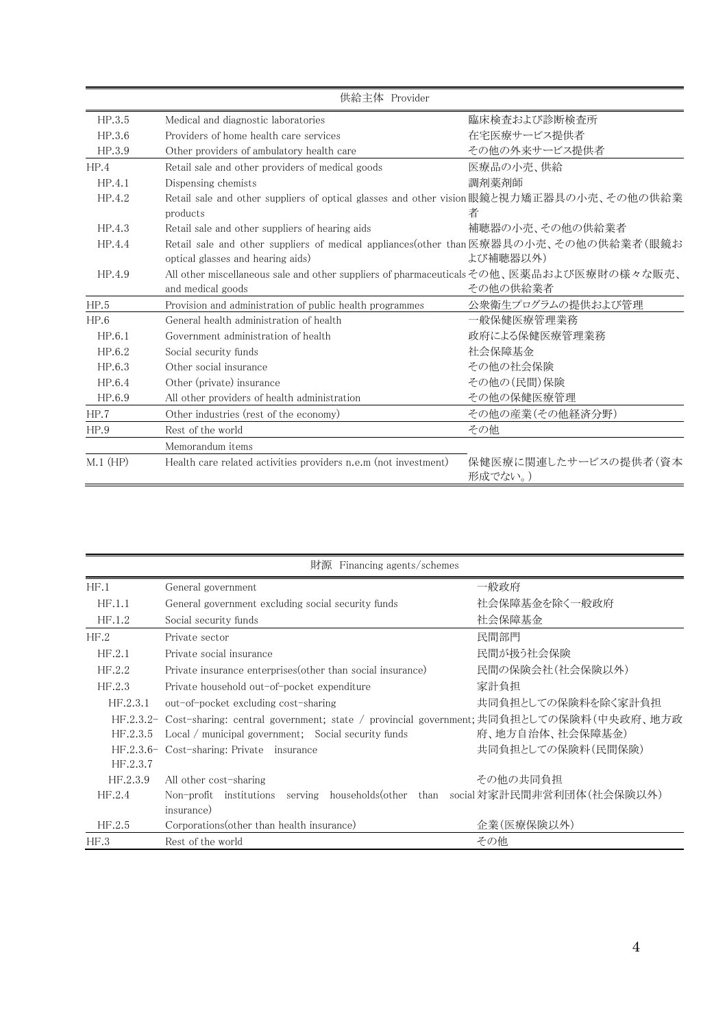| 供給主体 Provider | | |
|---|---|---|
| HP.3.5 | Medical and diagnostic laboratories | 臨床検査および診断検査所 |
| HP.3.6 | Providers of home health care services | 在宅医療サービス提供者 |
| HP.3.9 | Other providers of ambulatory health care | その他の外来サービス提供者 |
| HP.4 | Retail sale and other providers of medical goods | 医療品の小売、供給 |
| HP.4.1 | Dispensing chemists | 調剤薬剤師 |
| HP.4.2 | Retail sale and other suppliers of optical glasses and other vision products | 眼鏡と視力矯正器具の小売、その他の供給業者 |
| HP.4.3 | Retail sale and other suppliers of hearing aids | 補聴器の小売、その他の供給業者 |
| HP.4.4 | Retail sale and other suppliers of medical appliances(other than optical glasses and hearing aids) | 医療器具の小売、その他の供給業者(眼鏡および補聴器以外) |
| HP.4.9 | All other miscellaneous sale and other suppliers of pharmaceuticals and medical goods | その他、医薬品および医療財の様々な販売、その他の供給業者 |
| HP.5 | Provision and administration of public health programmes | 公衆衛生プログラムの提供および管理 |
| HP.6 | General health administration of health | 一般保健医療管理業務 |
| HP.6.1 | Government administration of health | 政府による保健医療管理業務 |
| HP.6.2 | Social security funds | 社会保障基金 |
| HP.6.3 | Other social insurance | その他の社会保険 |
| HP.6.4 | Other (private) insurance | その他の(民間)保険 |
| HP.6.9 | All other providers of health administration | その他の保健医療管理 |
| HP.7 | Other industries (rest of the economy) | その他の産業(その他経済分野) |
| HP.9 | Rest of the world | その他 |
| | Memorandum items | |
| M.1 (HP) | Health care related activities providers n.e.m (not investment) | 保健医療に関連したサービスの提供者(資本形成でない。) |

| 財源 Financing agents/schemes | | |
|---|---|---|
| HF.1 | General government | 一般政府 |
| HF.1.1 | General government excluding social security funds | 社会保障基金を除く一般政府 |
| HF.1.2 | Social security funds | 社会保障基金 |
| HF.2 | Private sector | 民間部門 |
| HF.2.1 | Private social insurance | 民間が扱う社会保険 |
| HF.2.2 | Private insurance enterprises(other than social insurance) | 民間の保険会社(社会保険以外) |
| HF.2.3 | Private household out-of-pocket expenditure | 家計負担 |
| HF.2.3.1 | out-of-pocket excluding cost-sharing | 共同負担としての保険料を除く家計負担 |
| HF.2.3.2-HF.2.3.5 | Cost-sharing: central government; state / provincial government; Local / municipal government; Social security funds | 共同負担としての保険料(中央政府、地方政府、地方自治体、社会保障基金) |
| HF.2.3.6-HF.2.3.7 | Cost-sharing: Private insurance | 共同負担としての保険料(民間保険) |
| HF.2.3.9 | All other cost-sharing | その他の共同負担 |
| HF.2.4 | Non-profit institutions serving households(other than social insurance) | 対家計民間非営利団体(社会保険以外) |
| HF.2.5 | Corporations(other than health insurance) | 企業(医療保険以外) |
| HF.3 | Rest of the world | その他 |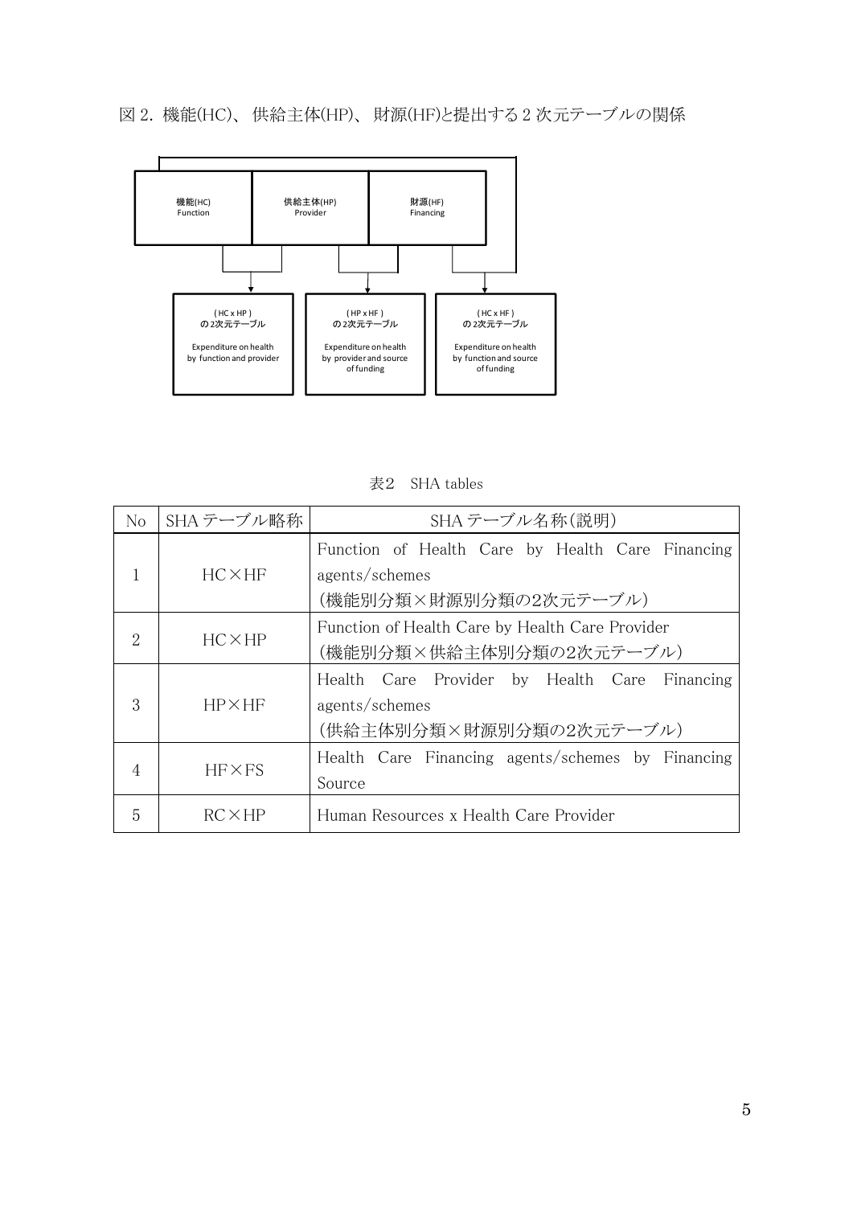図 2. 機能(HC)、 供給主体(HP)、 財源(HF)と提出する 2 次元テーブルの関係

機能(HC)
Function

供給主体(HP)
Provider

財源(HF)
Financing

( HC x HP )
の 2次元テーブル
Expenditure on health
by function and provider

( HP x HF )
の 2次元テーブル
Expenditure on health
by provider and source
of funding

( HC x HF )
の 2次元テーブル
Expenditure on health
by function and source
of funding

表2　SHA tables

| No | SHA テーブル略称 | SHA テーブル名称(説明) |
|---|---|---|
| 1 | HC×HF | Function of Health Care by Health Care Financing agents/schemes<br>(機能別分類×財源別分類の2次元テーブル) |
| 2 | HC×HP | Function of Health Care by Health Care Provider<br>(機能別分類×供給主体別分類の2次元テーブル) |
| 3 | HP×HF | Health Care Provider by Health Care Financing agents/schemes<br>(供給主体別分類×財源別分類の2次元テーブル) |
| 4 | HF×FS | Health Care Financing agents/schemes by Financing Source |
| 5 | RC×HP | Human Resources x Health Care Provider |